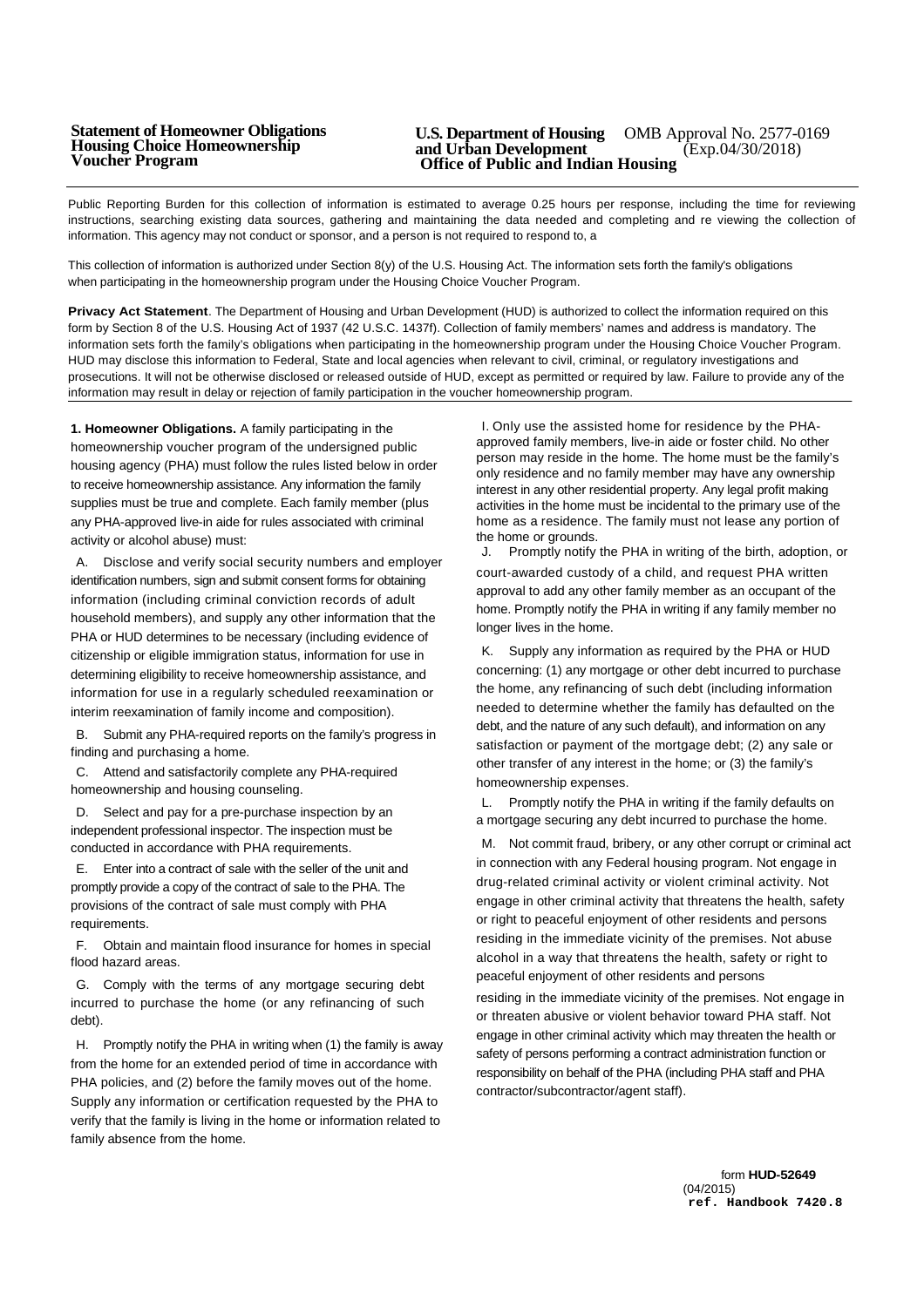**Statement of Homeowner Obligations**
**Housing Choice Homeownership Voucher Program**

**U.S. Department of Housing and Urban Development**
**Office of Public and Indian Housing**

OMB Approval No. 2577-0169
(Exp.04/30/2018)

Public Reporting Burden for this collection of information is estimated to average 0.25 hours per response, including the time for reviewing instructions, searching existing data sources, gathering and maintaining the data needed and completing and re viewing the collection of information. This agency may not conduct or sponsor, and a person is not required to respond to, a

This collection of information is authorized under Section 8(y) of the U.S. Housing Act. The information sets forth the family's obligations when participating in the homeownership program under the Housing Choice Voucher Program.

**Privacy Act Statement**. The Department of Housing and Urban Development (HUD) is authorized to collect the information required on this form by Section 8 of the U.S. Housing Act of 1937 (42 U.S.C. 1437f). Collection of family members' names and address is mandatory. The information sets forth the family's obligations when participating in the homeownership program under the Housing Choice Voucher Program. HUD may disclose this information to Federal, State and local agencies when relevant to civil, criminal, or regulatory investigations and prosecutions. It will not be otherwise disclosed or released outside of HUD, except as permitted or required by law. Failure to provide any of the information may result in delay or rejection of family participation in the voucher homeownership program.

**1. Homeowner Obligations.** A family participating in the homeownership voucher program of the undersigned public housing agency (PHA) must follow the rules listed below in order to receive homeownership assistance. Any information the family supplies must be true and complete. Each family member (plus any PHA-approved live-in aide for rules associated with criminal activity or alcohol abuse) must:

A. Disclose and verify social security numbers and employer identification numbers, sign and submit consent forms for obtaining information (including criminal conviction records of adult household members), and supply any other information that the PHA or HUD determines to be necessary (including evidence of citizenship or eligible immigration status, information for use in determining eligibility to receive homeownership assistance, and information for use in a regularly scheduled reexamination or interim reexamination of family income and composition).

B. Submit any PHA-required reports on the family's progress in finding and purchasing a home.

C. Attend and satisfactorily complete any PHA-required homeownership and housing counseling.

D. Select and pay for a pre-purchase inspection by an independent professional inspector. The inspection must be conducted in accordance with PHA requirements.

E. Enter into a contract of sale with the seller of the unit and promptly provide a copy of the contract of sale to the PHA. The provisions of the contract of sale must comply with PHA requirements.

F. Obtain and maintain flood insurance for homes in special flood hazard areas.

G. Comply with the terms of any mortgage securing debt incurred to purchase the home (or any refinancing of such debt).

H. Promptly notify the PHA in writing when (1) the family is away from the home for an extended period of time in accordance with PHA policies, and (2) before the family moves out of the home. Supply any information or certification requested by the PHA to verify that the family is living in the home or information related to family absence from the home.

I. Only use the assisted home for residence by the PHA-approved family members, live-in aide or foster child. No other person may reside in the home. The home must be the family's only residence and no family member may have any ownership interest in any other residential property. Any legal profit making activities in the home must be incidental to the primary use of the home as a residence. The family must not lease any portion of the home or grounds.

J. Promptly notify the PHA in writing of the birth, adoption, or court-awarded custody of a child, and request PHA written approval to add any other family member as an occupant of the home. Promptly notify the PHA in writing if any family member no longer lives in the home.

K. Supply any information as required by the PHA or HUD concerning: (1) any mortgage or other debt incurred to purchase the home, any refinancing of such debt (including information needed to determine whether the family has defaulted on the debt, and the nature of any such default), and information on any satisfaction or payment of the mortgage debt; (2) any sale or other transfer of any interest in the home; or (3) the family's homeownership expenses.

L. Promptly notify the PHA in writing if the family defaults on a mortgage securing any debt incurred to purchase the home.

M. Not commit fraud, bribery, or any other corrupt or criminal act in connection with any Federal housing program. Not engage in drug-related criminal activity or violent criminal activity. Not engage in other criminal activity that threatens the health, safety or right to peaceful enjoyment of other residents and persons residing in the immediate vicinity of the premises. Not abuse alcohol in a way that threatens the health, safety or right to peaceful enjoyment of other residents and persons residing in the immediate vicinity of the premises. Not engage in or threaten abusive or violent behavior toward PHA staff. Not engage in other criminal activity which may threaten the health or safety of persons performing a contract administration function or responsibility on behalf of the PHA (including PHA staff and PHA contractor/subcontractor/agent staff).

form **HUD-52649** (04/2015)
ref. Handbook 7420.8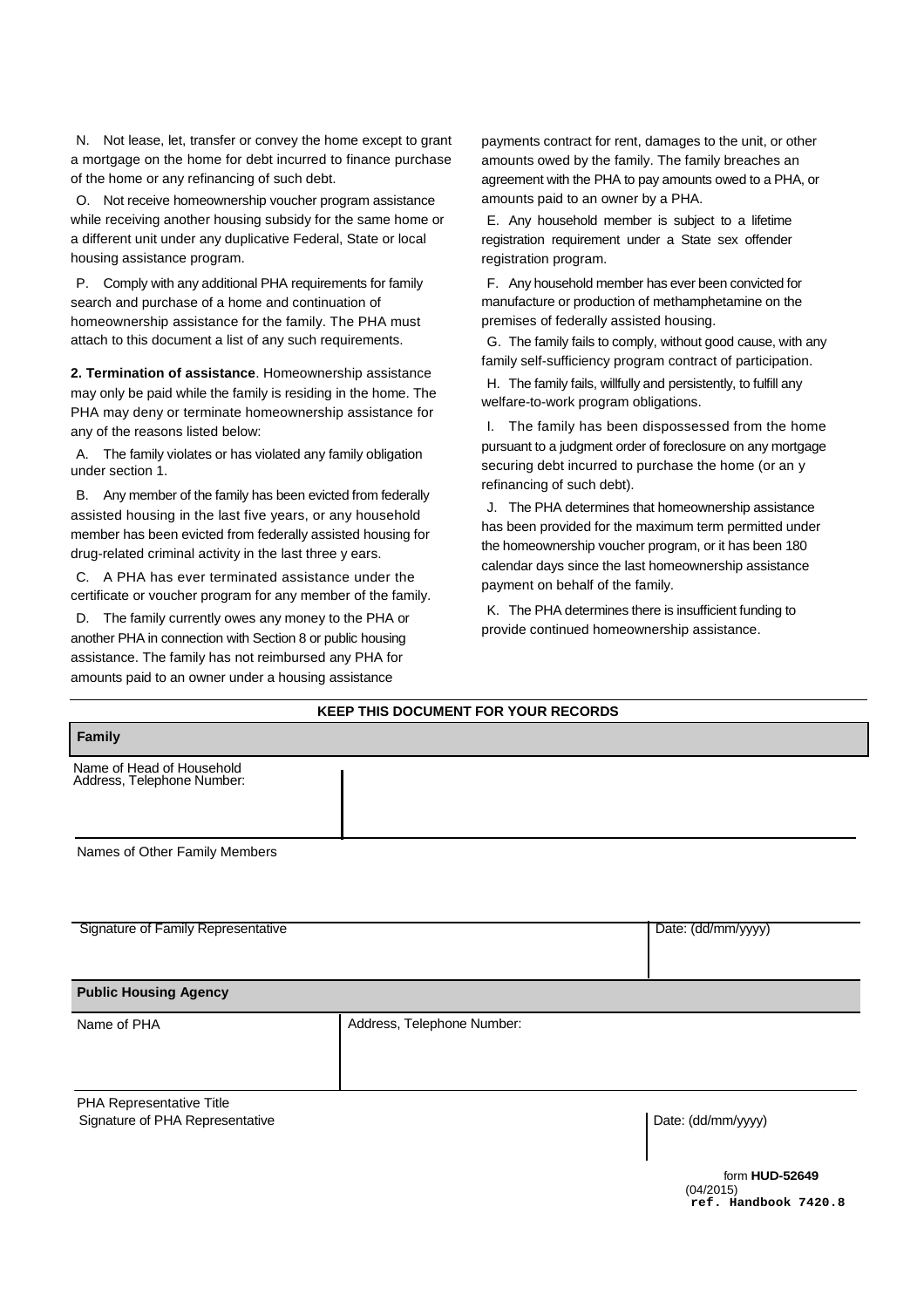N. Not lease, let, transfer or convey the home except to grant a mortgage on the home for debt incurred to finance purchase of the home or any refinancing of such debt.

O. Not receive homeownership voucher program assistance while receiving another housing subsidy for the same home or a different unit under any duplicative Federal, State or local housing assistance program.

P. Comply with any additional PHA requirements for family search and purchase of a home and continuation of homeownership assistance for the family. The PHA must attach to this document a list of any such requirements.

**2. Termination of assistance**. Homeownership assistance may only be paid while the family is residing in the home. The PHA may deny or terminate homeownership assistance for any of the reasons listed below:

A. The family violates or has violated any family obligation under section 1.

B. Any member of the family has been evicted from federally assisted housing in the last five years, or any household member has been evicted from federally assisted housing for drug-related criminal activity in the last three y ears.

C. A PHA has ever terminated assistance under the certificate or voucher program for any member of the family.

D. The family currently owes any money to the PHA or another PHA in connection with Section 8 or public housing assistance. The family has not reimbursed any PHA for amounts paid to an owner under a housing assistance payments contract for rent, damages to the unit, or other amounts owed by the family. The family breaches an agreement with the PHA to pay amounts owed to a PHA, or amounts paid to an owner by a PHA.

E. Any household member is subject to a lifetime registration requirement under a State sex offender registration program.

F. Any household member has ever been convicted for manufacture or production of methamphetamine on the premises of federally assisted housing.

G. The family fails to comply, without good cause, with any family self-sufficiency program contract of participation.

H. The family fails, willfully and persistently, to fulfill any welfare-to-work program obligations.

I. The family has been dispossessed from the home pursuant to a judgment order of foreclosure on any mortgage securing debt incurred to purchase the home (or an y refinancing of such debt).

J. The PHA determines that homeownership assistance has been provided for the maximum term permitted under the homeownership voucher program, or it has been 180 calendar days since the last homeownership assistance payment on behalf of the family.

K. The PHA determines there is insufficient funding to provide continued homeownership assistance.

**KEEP THIS DOCUMENT FOR YOUR RECORDS**

**Family**

| | |
|---|---|
| Name of Head of Household<br>Address, Telephone Number: | |
| Names of Other Family Members | |
| Signature of Family Representative | Date: (dd/mm/yyyy) |

**Public Housing Agency**

| | |
|---|---|
| Name of PHA | Address, Telephone Number: |
| PHA Representative Title<br>Signature of PHA Representative | Date: (dd/mm/yyyy) |

form **HUD-52649**
(04/2015)
ref. Handbook 7420.8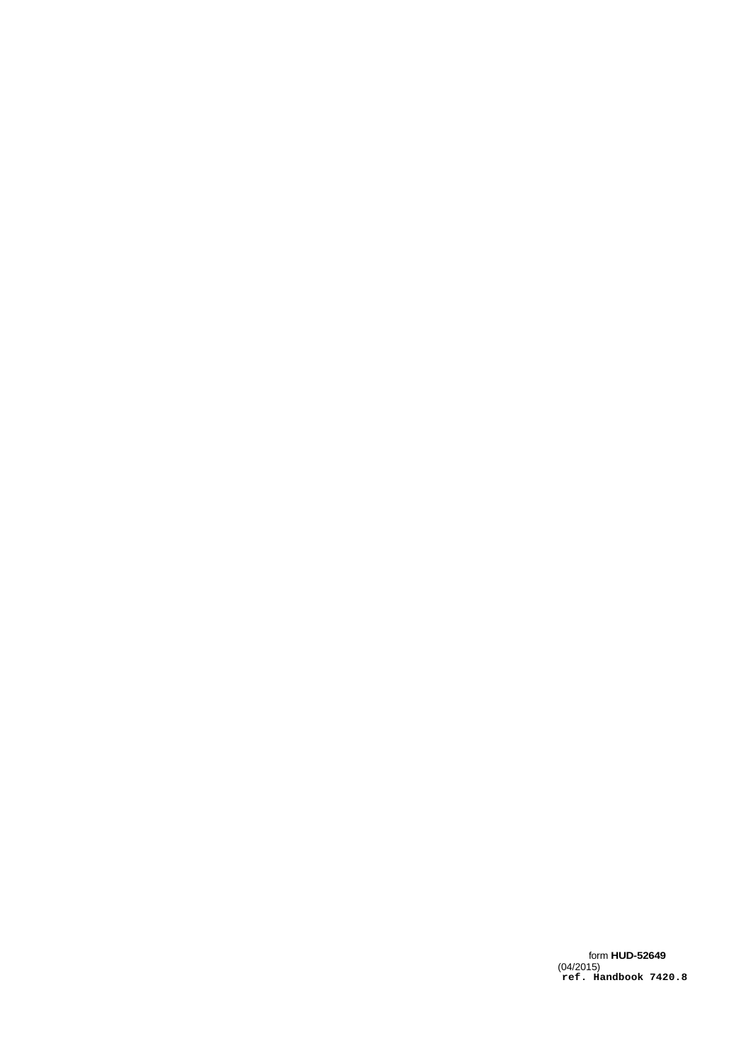form **HUD-52649**
(04/2015)
**ref. Handbook 7420.8**